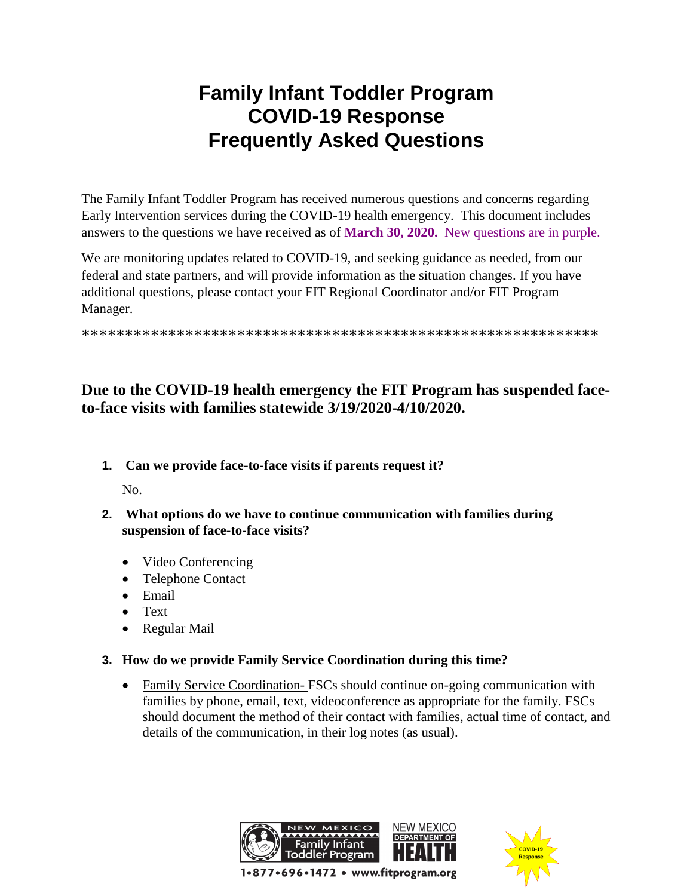# Family Infant Toddler Program
# COVID-19 Response
# Frequently Asked Questions

The Family Infant Toddler Program has received numerous questions and concerns regarding Early Intervention services during the COVID-19 health emergency. This document includes answers to the questions we have received as of **March 30, 2020.** New questions are in purple.

We are monitoring updates related to COVID-19, and seeking guidance as needed, from our federal and state partners, and will provide information as the situation changes. If you have additional questions, please contact your FIT Regional Coordinator and/or FIT Program Manager.

*************************************************************

## Due to the COVID-19 health emergency the FIT Program has suspended face-to-face visits with families statewide 3/19/2020-4/10/2020.

1. **Can we provide face-to-face visits if parents request it?**

   No.

2. **What options do we have to continue communication with families during suspension of face-to-face visits?**

   - Video Conferencing
   - Telephone Contact
   - Email
   - Text
   - Regular Mail

3. **How do we provide Family Service Coordination during this time?**

   - Family Service Coordination- FSCs should continue on-going communication with families by phone, email, text, videoconference as appropriate for the family. FSCs should document the method of their contact with families, actual time of contact, and details of the communication, in their log notes (as usual).

NEW MEXICO Family Infant Toddler Program | NEW MEXICO DEPARTMENT OF HEALTH

1•877•696•1472 • www.fitprogram.org

COVID-19 Response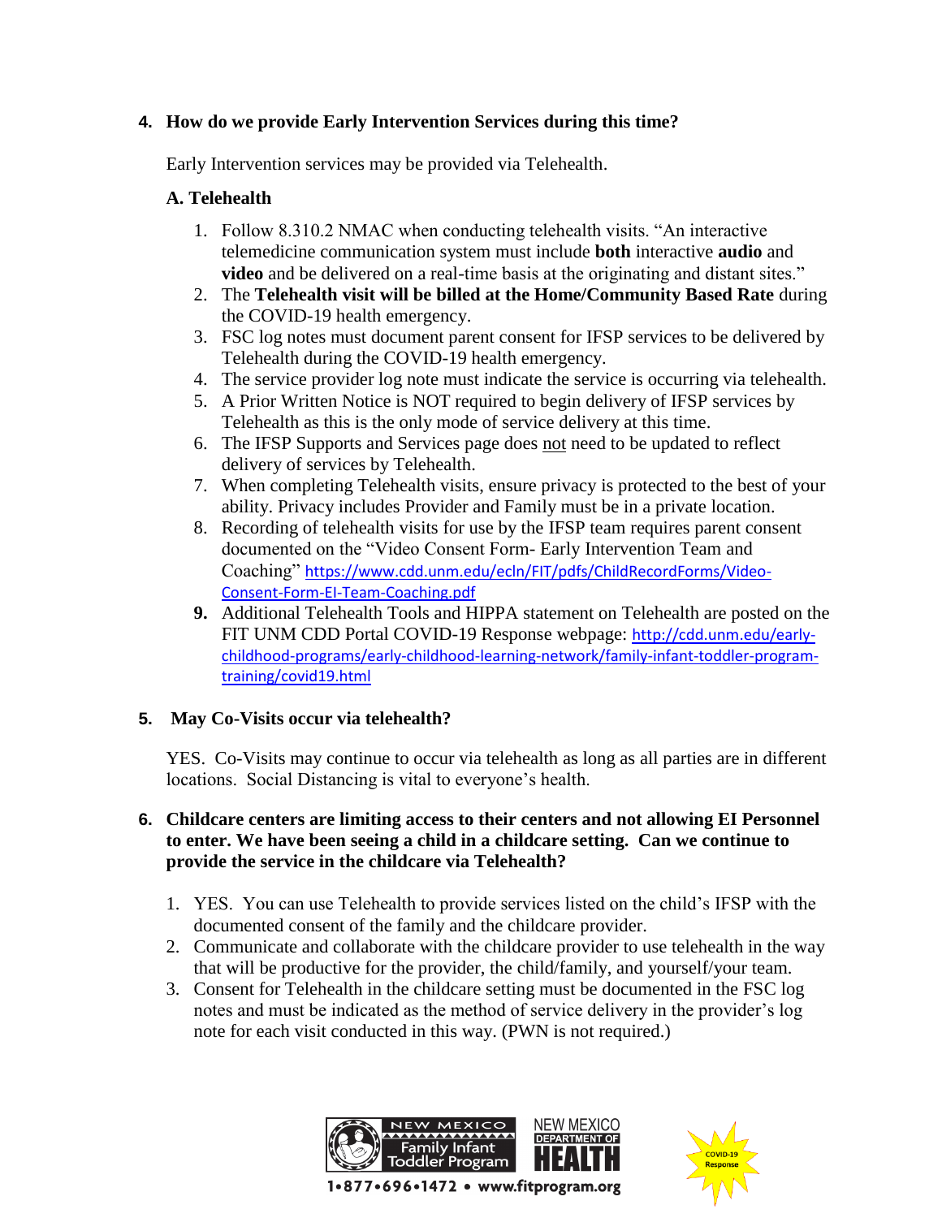**4. How do we provide Early Intervention Services during this time?**

Early Intervention services may be provided via Telehealth.

**A. Telehealth**

1. Follow 8.310.2 NMAC when conducting telehealth visits. "An interactive telemedicine communication system must include **both** interactive **audio** and **video** and be delivered on a real-time basis at the originating and distant sites."
2. The **Telehealth visit will be billed at the Home/Community Based Rate** during the COVID-19 health emergency.
3. FSC log notes must document parent consent for IFSP services to be delivered by Telehealth during the COVID-19 health emergency.
4. The service provider log note must indicate the service is occurring via telehealth.
5. A Prior Written Notice is NOT required to begin delivery of IFSP services by Telehealth as this is the only mode of service delivery at this time.
6. The IFSP Supports and Services page does not need to be updated to reflect delivery of services by Telehealth.
7. When completing Telehealth visits, ensure privacy is protected to the best of your ability. Privacy includes Provider and Family must be in a private location.
8. Recording of telehealth visits for use by the IFSP team requires parent consent documented on the "Video Consent Form- Early Intervention Team and Coaching" https://www.cdd.unm.edu/ecln/FIT/pdfs/ChildRecordForms/Video-Consent-Form-EI-Team-Coaching.pdf
9. Additional Telehealth Tools and HIPPA statement on Telehealth are posted on the FIT UNM CDD Portal COVID-19 Response webpage: http://cdd.unm.edu/early-childhood-programs/early-childhood-learning-network/family-infant-toddler-program-training/covid19.html

**5. May Co-Visits occur via telehealth?**

YES. Co-Visits may continue to occur via telehealth as long as all parties are in different locations. Social Distancing is vital to everyone's health.

**6. Childcare centers are limiting access to their centers and not allowing EI Personnel to enter. We have been seeing a child in a childcare setting. Can we continue to provide the service in the childcare via Telehealth?**

1. YES. You can use Telehealth to provide services listed on the child's IFSP with the documented consent of the family and the childcare provider.
2. Communicate and collaborate with the childcare provider to use telehealth in the way that will be productive for the provider, the child/family, and yourself/your team.
3. Consent for Telehealth in the childcare setting must be documented in the FSC log notes and must be indicated as the method of service delivery in the provider's log note for each visit conducted in this way. (PWN is not required.)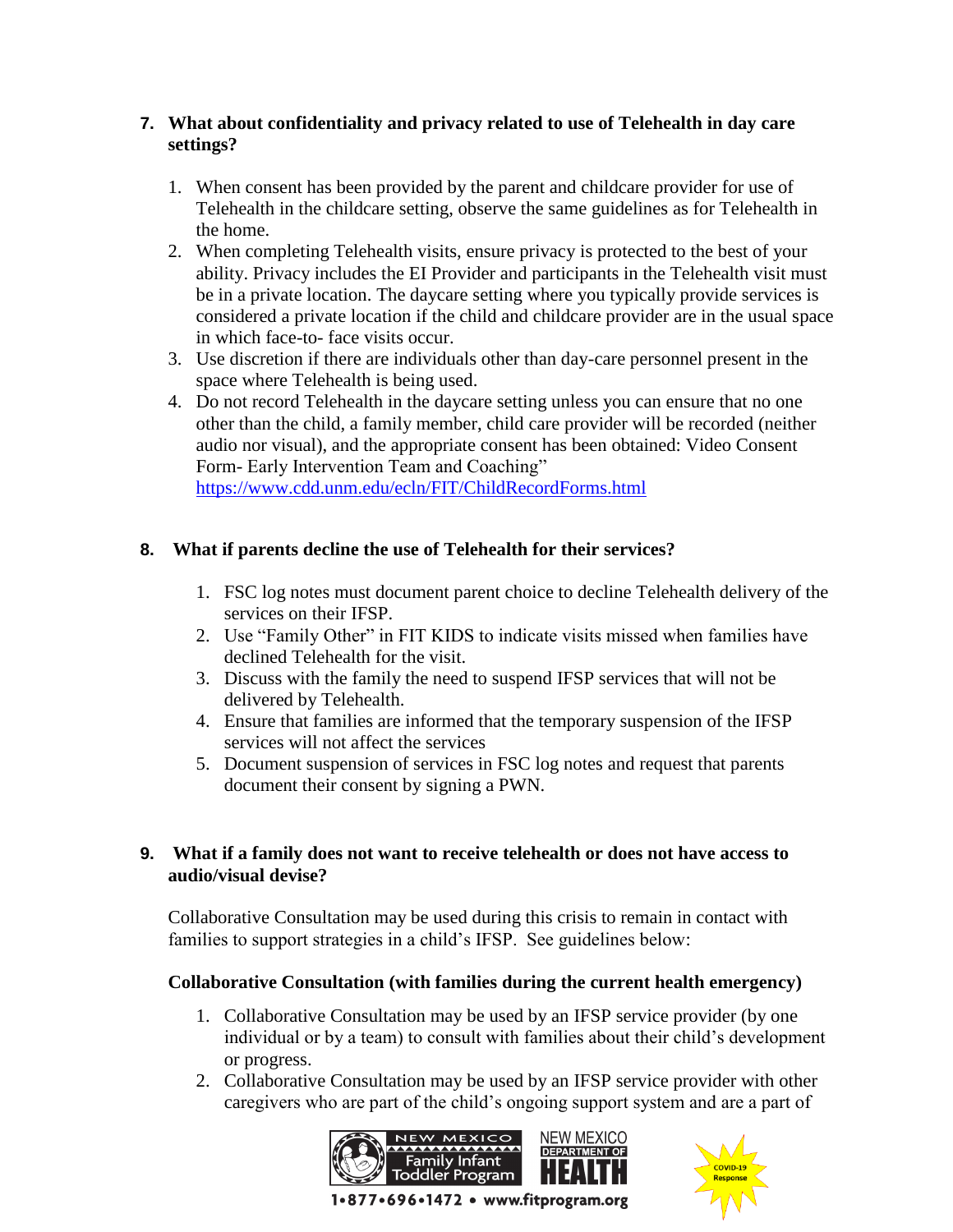**7. What about confidentiality and privacy related to use of Telehealth in day care settings?**

1. When consent has been provided by the parent and childcare provider for use of Telehealth in the childcare setting, observe the same guidelines as for Telehealth in the home.
2. When completing Telehealth visits, ensure privacy is protected to the best of your ability. Privacy includes the EI Provider and participants in the Telehealth visit must be in a private location. The daycare setting where you typically provide services is considered a private location if the child and childcare provider are in the usual space in which face-to- face visits occur.
3. Use discretion if there are individuals other than day-care personnel present in the space where Telehealth is being used.
4. Do not record Telehealth in the daycare setting unless you can ensure that no one other than the child, a family member, child care provider will be recorded (neither audio nor visual), and the appropriate consent has been obtained: Video Consent Form- Early Intervention Team and Coaching" https://www.cdd.unm.edu/ecln/FIT/ChildRecordForms.html

**8. What if parents decline the use of Telehealth for their services?**

1. FSC log notes must document parent choice to decline Telehealth delivery of the services on their IFSP.
2. Use "Family Other" in FIT KIDS to indicate visits missed when families have declined Telehealth for the visit.
3. Discuss with the family the need to suspend IFSP services that will not be delivered by Telehealth.
4. Ensure that families are informed that the temporary suspension of the IFSP services will not affect the services
5. Document suspension of services in FSC log notes and request that parents document their consent by signing a PWN.

**9. What if a family does not want to receive telehealth or does not have access to audio/visual devise?**

Collaborative Consultation may be used during this crisis to remain in contact with families to support strategies in a child's IFSP. See guidelines below:

**Collaborative Consultation (with families during the current health emergency)**

1. Collaborative Consultation may be used by an IFSP service provider (by one individual or by a team) to consult with families about their child's development or progress.
2. Collaborative Consultation may be used by an IFSP service provider with other caregivers who are part of the child's ongoing support system and are a part of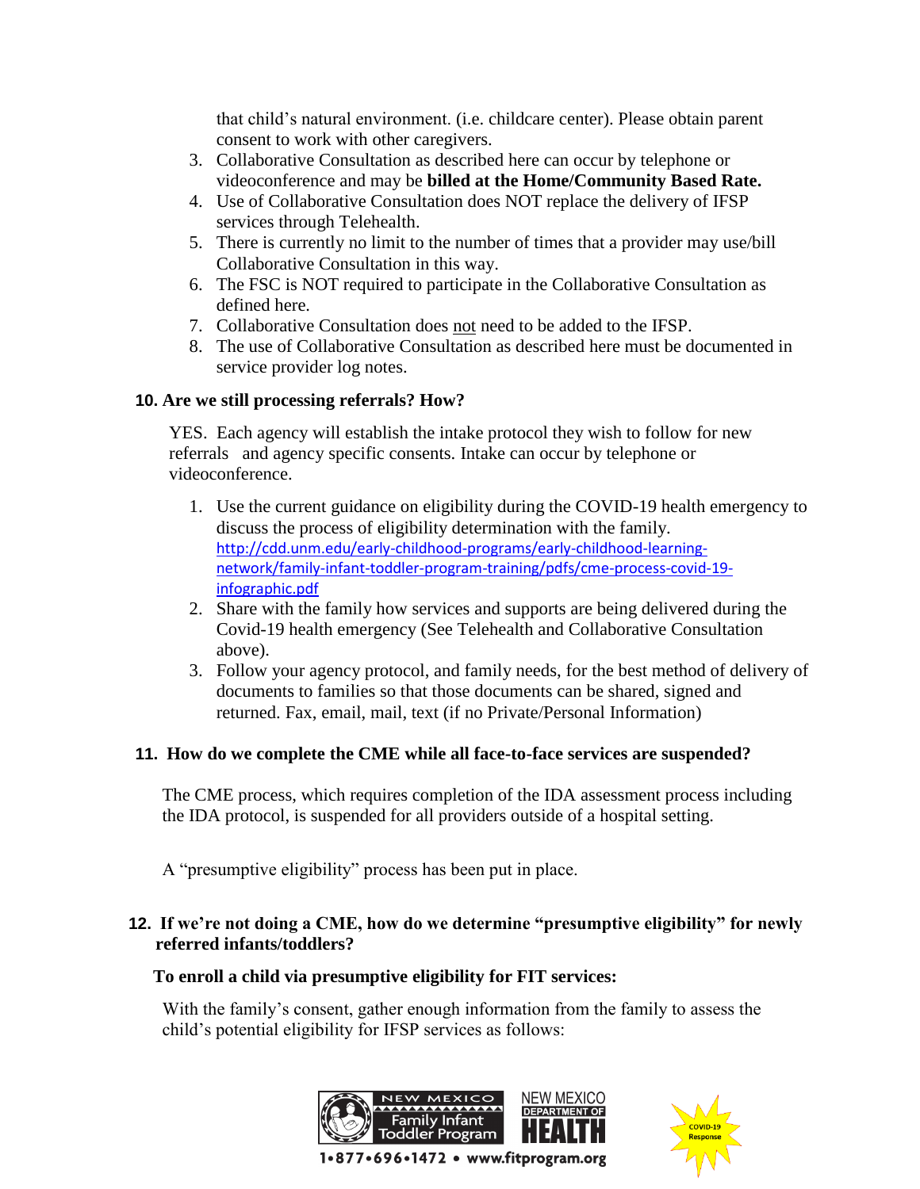that child's natural environment. (i.e. childcare center). Please obtain parent consent to work with other caregivers.

3. Collaborative Consultation as described here can occur by telephone or videoconference and may be **billed at the Home/Community Based Rate.**
4. Use of Collaborative Consultation does NOT replace the delivery of IFSP services through Telehealth.
5. There is currently no limit to the number of times that a provider may use/bill Collaborative Consultation in this way.
6. The FSC is NOT required to participate in the Collaborative Consultation as defined here.
7. Collaborative Consultation does not need to be added to the IFSP.
8. The use of Collaborative Consultation as described here must be documented in service provider log notes.

**10. Are we still processing referrals? How?**

YES. Each agency will establish the intake protocol they wish to follow for new referrals and agency specific consents. Intake can occur by telephone or videoconference.

1. Use the current guidance on eligibility during the COVID-19 health emergency to discuss the process of eligibility determination with the family. http://cdd.unm.edu/early-childhood-programs/early-childhood-learning-network/family-infant-toddler-program-training/pdfs/cme-process-covid-19-infographic.pdf
2. Share with the family how services and supports are being delivered during the Covid-19 health emergency (See Telehealth and Collaborative Consultation above).
3. Follow your agency protocol, and family needs, for the best method of delivery of documents to families so that those documents can be shared, signed and returned. Fax, email, mail, text (if no Private/Personal Information)

**11. How do we complete the CME while all face-to-face services are suspended?**

The CME process, which requires completion of the IDA assessment process including the IDA protocol, is suspended for all providers outside of a hospital setting.

A "presumptive eligibility" process has been put in place.

**12. If we're not doing a CME, how do we determine "presumptive eligibility" for newly referred infants/toddlers?**

**To enroll a child via presumptive eligibility for FIT services:**

With the family's consent, gather enough information from the family to assess the child's potential eligibility for IFSP services as follows: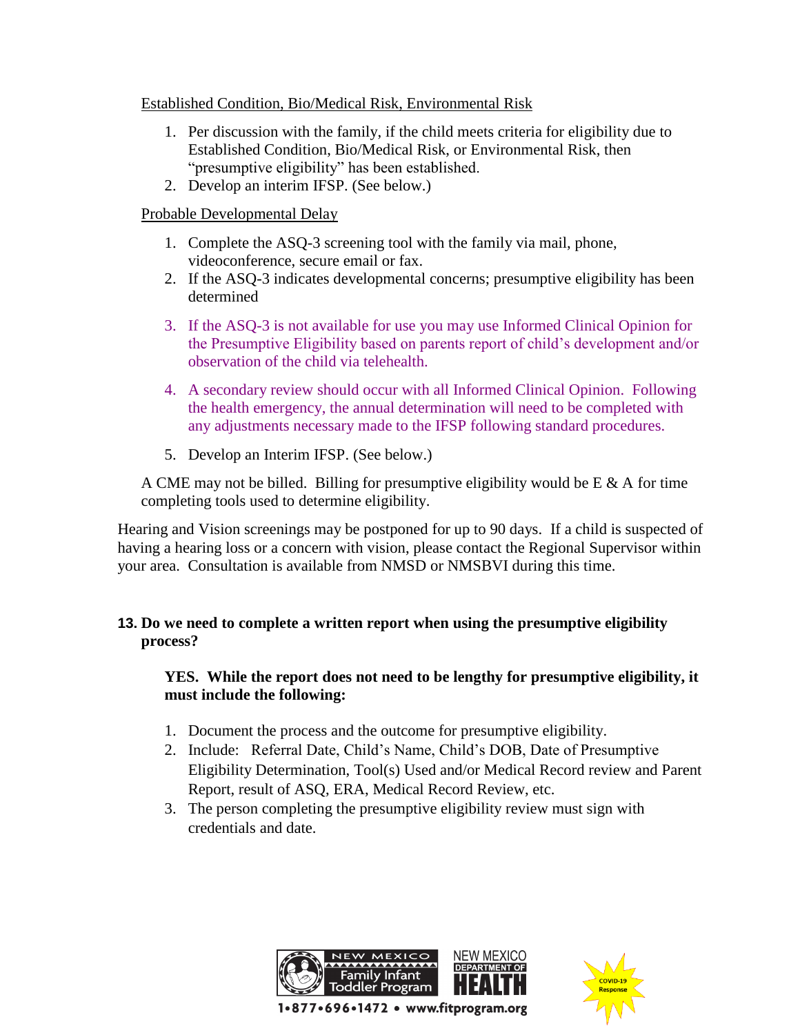Established Condition, Bio/Medical Risk, Environmental Risk

1. Per discussion with the family, if the child meets criteria for eligibility due to Established Condition, Bio/Medical Risk, or Environmental Risk, then "presumptive eligibility" has been established.
2. Develop an interim IFSP. (See below.)

Probable Developmental Delay

1. Complete the ASQ-3 screening tool with the family via mail, phone, videoconference, secure email or fax.
2. If the ASQ-3 indicates developmental concerns; presumptive eligibility has been determined
3. If the ASQ-3 is not available for use you may use Informed Clinical Opinion for the Presumptive Eligibility based on parents report of child's development and/or observation of the child via telehealth.
4. A secondary review should occur with all Informed Clinical Opinion. Following the health emergency, the annual determination will need to be completed with any adjustments necessary made to the IFSP following standard procedures.
5. Develop an Interim IFSP. (See below.)

A CME may not be billed. Billing for presumptive eligibility would be E & A for time completing tools used to determine eligibility.

Hearing and Vision screenings may be postponed for up to 90 days. If a child is suspected of having a hearing loss or a concern with vision, please contact the Regional Supervisor within your area. Consultation is available from NMSD or NMSBVI during this time.

**13. Do we need to complete a written report when using the presumptive eligibility process?**

**YES. While the report does not need to be lengthy for presumptive eligibility, it must include the following:**

1. Document the process and the outcome for presumptive eligibility.
2. Include: Referral Date, Child's Name, Child's DOB, Date of Presumptive Eligibility Determination, Tool(s) Used and/or Medical Record review and Parent Report, result of ASQ, ERA, Medical Record Review, etc.
3. The person completing the presumptive eligibility review must sign with credentials and date.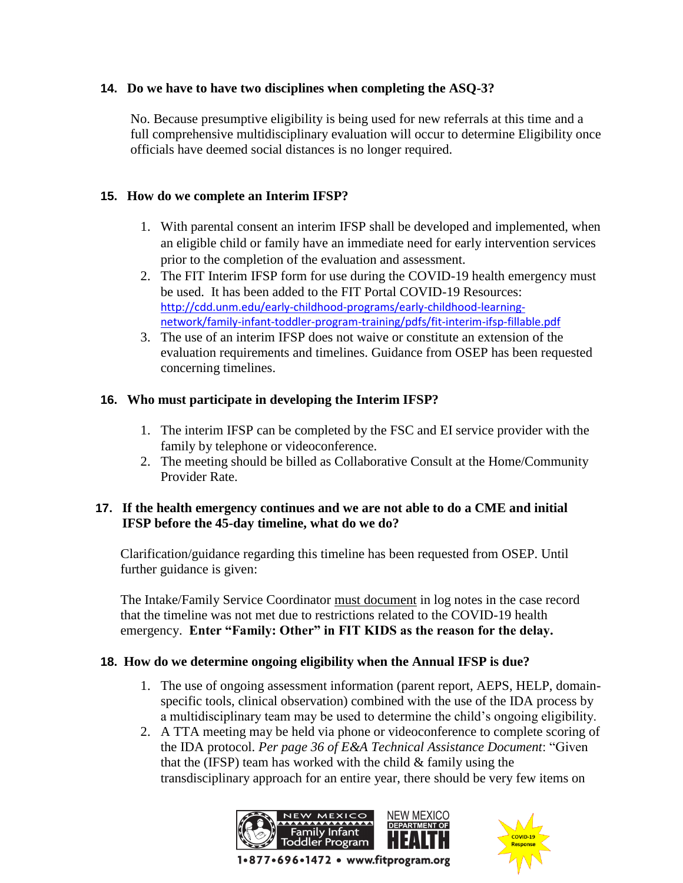**14. Do we have to have two disciplines when completing the ASQ-3?**

No. Because presumptive eligibility is being used for new referrals at this time and a full comprehensive multidisciplinary evaluation will occur to determine Eligibility once officials have deemed social distances is no longer required.

**15. How do we complete an Interim IFSP?**

1. With parental consent an interim IFSP shall be developed and implemented, when an eligible child or family have an immediate need for early intervention services prior to the completion of the evaluation and assessment.
2. The FIT Interim IFSP form for use during the COVID-19 health emergency must be used. It has been added to the FIT Portal COVID-19 Resources: http://cdd.unm.edu/early-childhood-programs/early-childhood-learning-network/family-infant-toddler-program-training/pdfs/fit-interim-ifsp-fillable.pdf
3. The use of an interim IFSP does not waive or constitute an extension of the evaluation requirements and timelines. Guidance from OSEP has been requested concerning timelines.

**16. Who must participate in developing the Interim IFSP?**

1. The interim IFSP can be completed by the FSC and EI service provider with the family by telephone or videoconference.
2. The meeting should be billed as Collaborative Consult at the Home/Community Provider Rate.

**17. If the health emergency continues and we are not able to do a CME and initial IFSP before the 45-day timeline, what do we do?**

Clarification/guidance regarding this timeline has been requested from OSEP. Until further guidance is given:

The Intake/Family Service Coordinator must document in log notes in the case record that the timeline was not met due to restrictions related to the COVID-19 health emergency. **Enter "Family: Other" in FIT KIDS as the reason for the delay.**

**18. How do we determine ongoing eligibility when the Annual IFSP is due?**

1. The use of ongoing assessment information (parent report, AEPS, HELP, domain-specific tools, clinical observation) combined with the use of the IDA process by a multidisciplinary team may be used to determine the child's ongoing eligibility.
2. A TTA meeting may be held via phone or videoconference to complete scoring of the IDA protocol. *Per page 36 of E&A Technical Assistance Document*: "Given that the (IFSP) team has worked with the child & family using the transdisciplinary approach for an entire year, there should be very few items on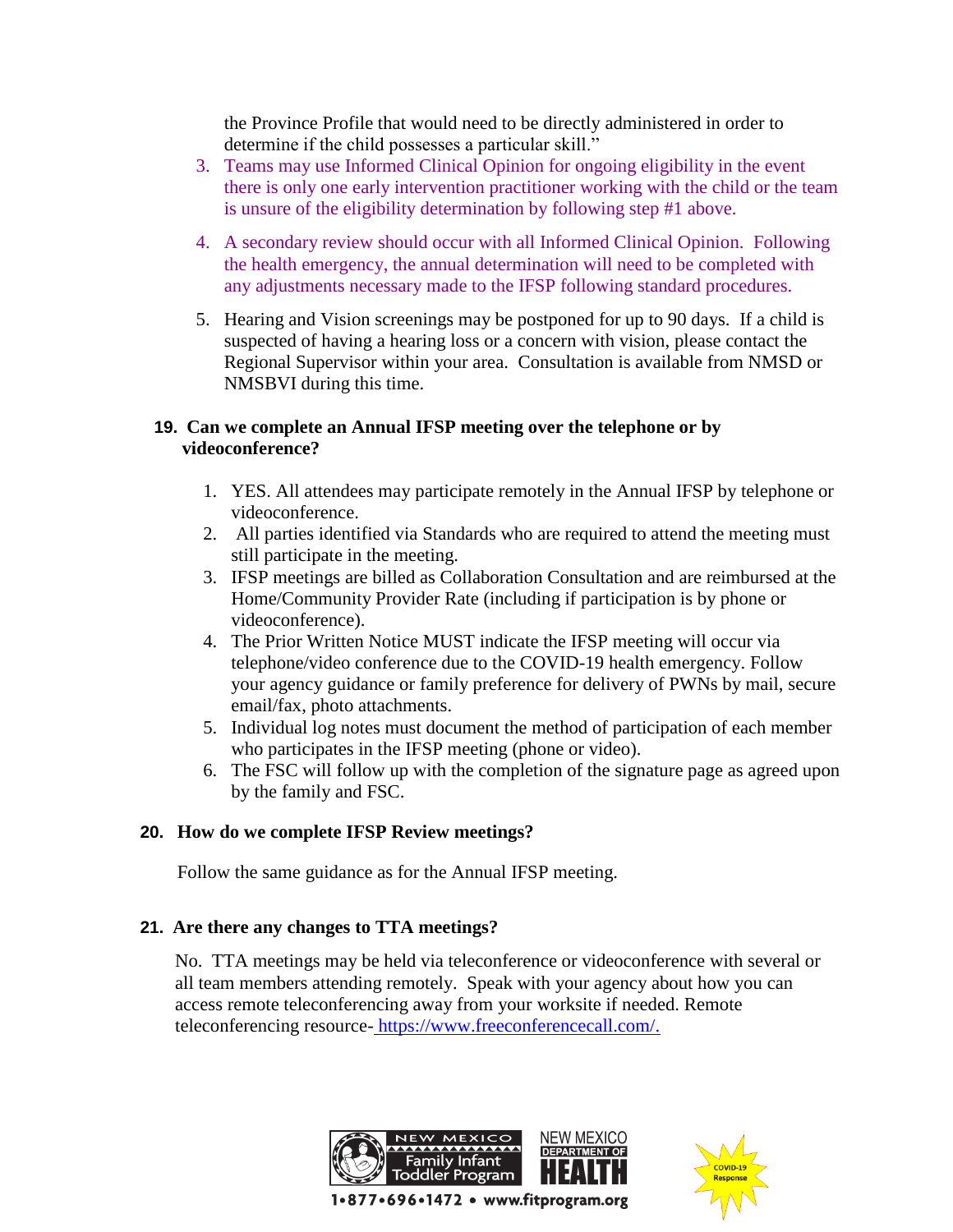the Province Profile that would need to be directly administered in order to determine if the child possesses a particular skill."

3. Teams may use Informed Clinical Opinion for ongoing eligibility in the event there is only one early intervention practitioner working with the child or the team is unsure of the eligibility determination by following step #1 above.
4. A secondary review should occur with all Informed Clinical Opinion. Following the health emergency, the annual determination will need to be completed with any adjustments necessary made to the IFSP following standard procedures.
5. Hearing and Vision screenings may be postponed for up to 90 days. If a child is suspected of having a hearing loss or a concern with vision, please contact the Regional Supervisor within your area. Consultation is available from NMSD or NMSBVI during this time.

**19. Can we complete an Annual IFSP meeting over the telephone or by videoconference?**

1. YES. All attendees may participate remotely in the Annual IFSP by telephone or videoconference.
2. All parties identified via Standards who are required to attend the meeting must still participate in the meeting.
3. IFSP meetings are billed as Collaboration Consultation and are reimbursed at the Home/Community Provider Rate (including if participation is by phone or videoconference).
4. The Prior Written Notice MUST indicate the IFSP meeting will occur via telephone/video conference due to the COVID-19 health emergency. Follow your agency guidance or family preference for delivery of PWNs by mail, secure email/fax, photo attachments.
5. Individual log notes must document the method of participation of each member who participates in the IFSP meeting (phone or video).
6. The FSC will follow up with the completion of the signature page as agreed upon by the family and FSC.

**20. How do we complete IFSP Review meetings?**

Follow the same guidance as for the Annual IFSP meeting.

**21. Are there any changes to TTA meetings?**

No. TTA meetings may be held via teleconference or videoconference with several or all team members attending remotely. Speak with your agency about how you can access remote teleconferencing away from your worksite if needed. Remote teleconferencing resource- https://www.freeconferencecall.com/.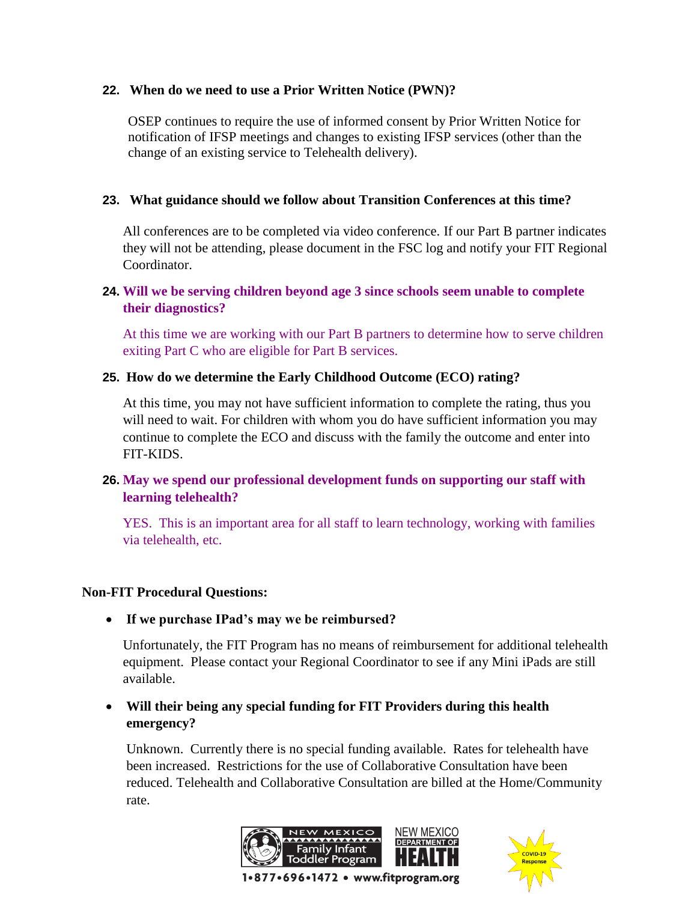**22. When do we need to use a Prior Written Notice (PWN)?**

OSEP continues to require the use of informed consent by Prior Written Notice for notification of IFSP meetings and changes to existing IFSP services (other than the change of an existing service to Telehealth delivery).

**23. What guidance should we follow about Transition Conferences at this time?**

All conferences are to be completed via video conference. If our Part B partner indicates they will not be attending, please document in the FSC log and notify your FIT Regional Coordinator.

**24. Will we be serving children beyond age 3 since schools seem unable to complete their diagnostics?**

At this time we are working with our Part B partners to determine how to serve children exiting Part C who are eligible for Part B services.

**25. How do we determine the Early Childhood Outcome (ECO) rating?**

At this time, you may not have sufficient information to complete the rating, thus you will need to wait. For children with whom you do have sufficient information you may continue to complete the ECO and discuss with the family the outcome and enter into FIT-KIDS.

**26. May we spend our professional development funds on supporting our staff with learning telehealth?**

YES. This is an important area for all staff to learn technology, working with families via telehealth, etc.

**Non-FIT Procedural Questions:**

- **If we purchase IPad's may we be reimbursed?**

  Unfortunately, the FIT Program has no means of reimbursement for additional telehealth equipment. Please contact your Regional Coordinator to see if any Mini iPads are still available.

- **Will their being any special funding for FIT Providers during this health emergency?**

  Unknown. Currently there is no special funding available. Rates for telehealth have been increased. Restrictions for the use of Collaborative Consultation have been reduced. Telehealth and Collaborative Consultation are billed at the Home/Community rate.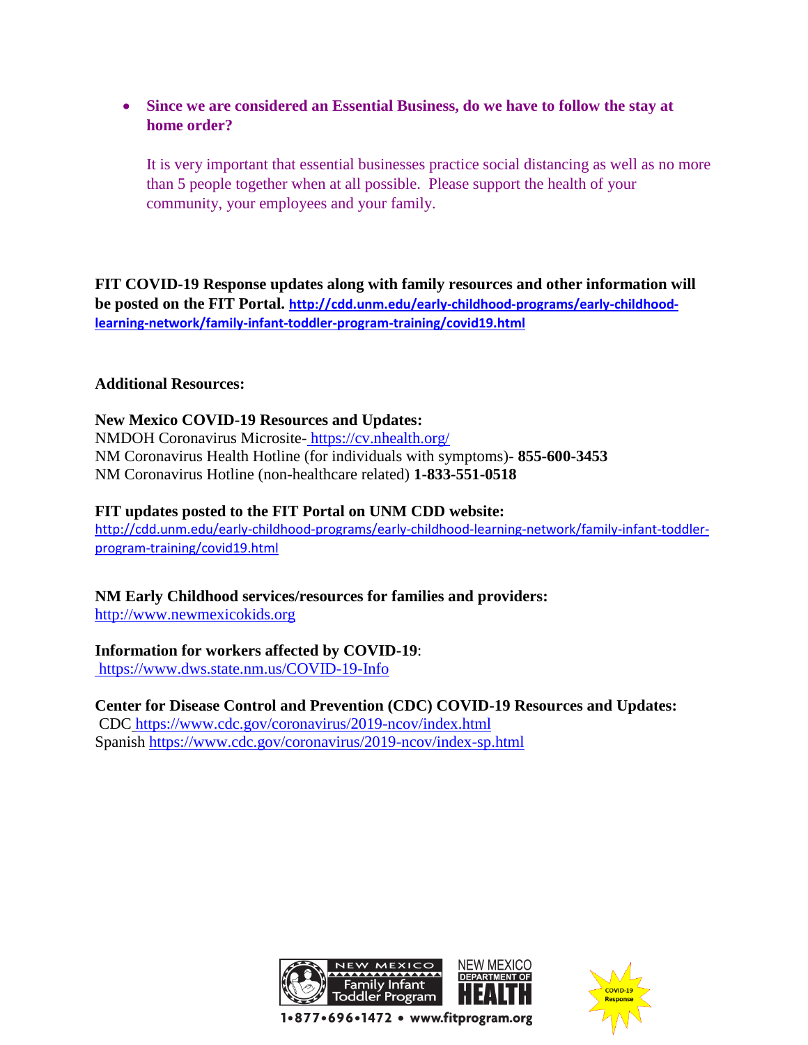- **Since we are considered an Essential Business, do we have to follow the stay at home order?**

  It is very important that essential businesses practice social distancing as well as no more than 5 people together when at all possible. Please support the health of your community, your employees and your family.

**FIT COVID-19 Response updates along with family resources and other information will be posted on the FIT Portal.** **http://cdd.unm.edu/early-childhood-programs/early-childhood-learning-network/family-infant-toddler-program-training/covid19.html**

**Additional Resources:**

**New Mexico COVID-19 Resources and Updates:**
NMDOH Coronavirus Microsite- https://cv.nhealth.org/
NM Coronavirus Health Hotline (for individuals with symptoms)- **855-600-3453**
NM Coronavirus Hotline (non-healthcare related) **1-833-551-0518**

**FIT updates posted to the FIT Portal on UNM CDD website:**
http://cdd.unm.edu/early-childhood-programs/early-childhood-learning-network/family-infant-toddler-program-training/covid19.html

**NM Early Childhood services/resources for families and providers:**
http://www.newmexicokids.org

**Information for workers affected by COVID-19**:
https://www.dws.state.nm.us/COVID-19-Info

**Center for Disease Control and Prevention (CDC) COVID-19 Resources and Updates:**
CDC https://www.cdc.gov/coronavirus/2019-ncov/index.html
Spanish https://www.cdc.gov/coronavirus/2019-ncov/index-sp.html

NEW MEXICO Family Infant Toddler Program
NEW MEXICO DEPARTMENT OF HEALTH
1•877•696•1472 • www.fitprogram.org
COVID-19 Response